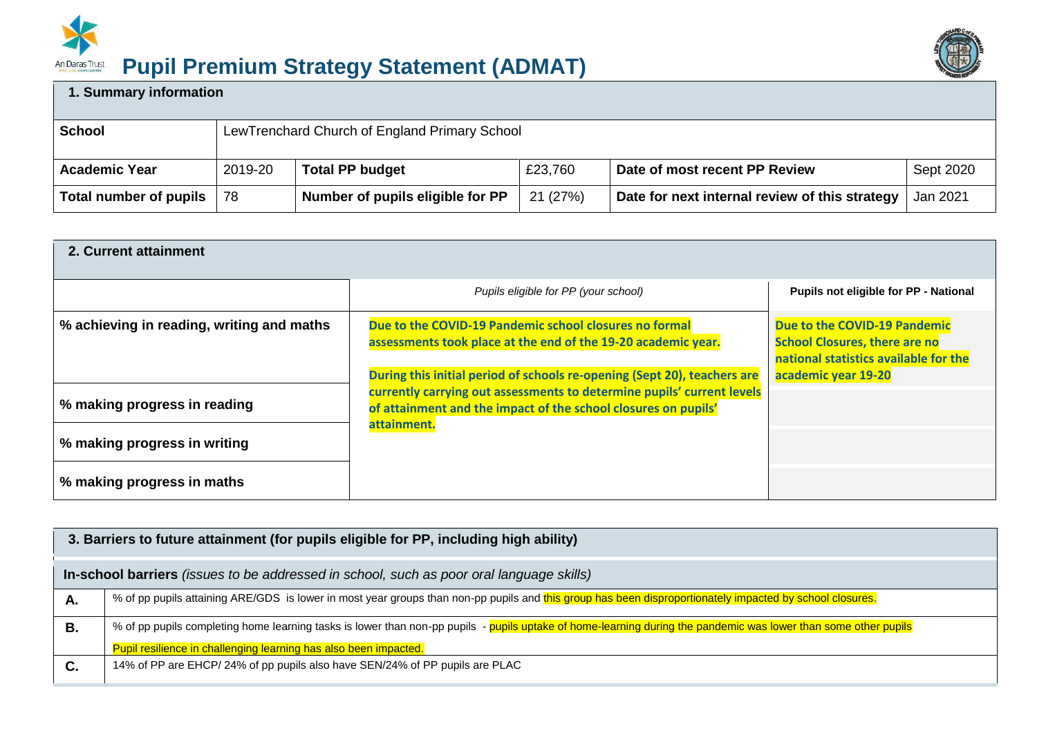# Pupil Premium Strategy Statement (ADMAT)

| 1. Summary information | | | | | |
|---|---|---|---|---|---|
| **School** | LewTrenchard Church of England Primary School | | | | |
| **Academic Year** | 2019-20 | **Total PP budget** | £23,760 | **Date of most recent PP Review** | Sept 2020 |
| **Total number of pupils** | 78 | **Number of pupils eligible for PP** | 21 (27%) | **Date for next internal review of this strategy** | Jan 2021 |

| 2. Current attainment | | |
|---|---|---|
| | *Pupils eligible for PP (your school)* | **Pupils not eligible for PP - National** |
| **% achieving in reading, writing and maths** | **Due to the COVID-19 Pandemic school closures no formal assessments took place at the end of the 19-20 academic year.** <br><br> **During this initial period of schools re-opening (Sept 20), teachers are currently carrying out assessments to determine pupils' current levels of attainment and the impact of the school closures on pupils' attainment.** | **Due to the COVID-19 Pandemic School Closures, there are no national statistics available for the academic year 19-20** |
| **% making progress in reading** | | |
| **% making progress in writing** | | |
| **% making progress in maths** | | |

| 3. Barriers to future attainment (for pupils eligible for PP, including high ability) | |
|---|---|
| **In-school barriers** *(issues to be addressed in school, such as poor oral language skills)* | |
| **A.** | % of pp pupils attaining ARE/GDS is lower in most year groups than non-pp pupils and this group has been disproportionately impacted by school closures. |
| **B.** | % of pp pupils completing home learning tasks is lower than non-pp pupils - pupils uptake of home-learning during the pandemic was lower than some other pupils <br> Pupil resilience in challenging learning has also been impacted. |
| **C.** | 14% of PP are EHCP/ 24% of pp pupils also have SEN/24% of PP pupils are PLAC |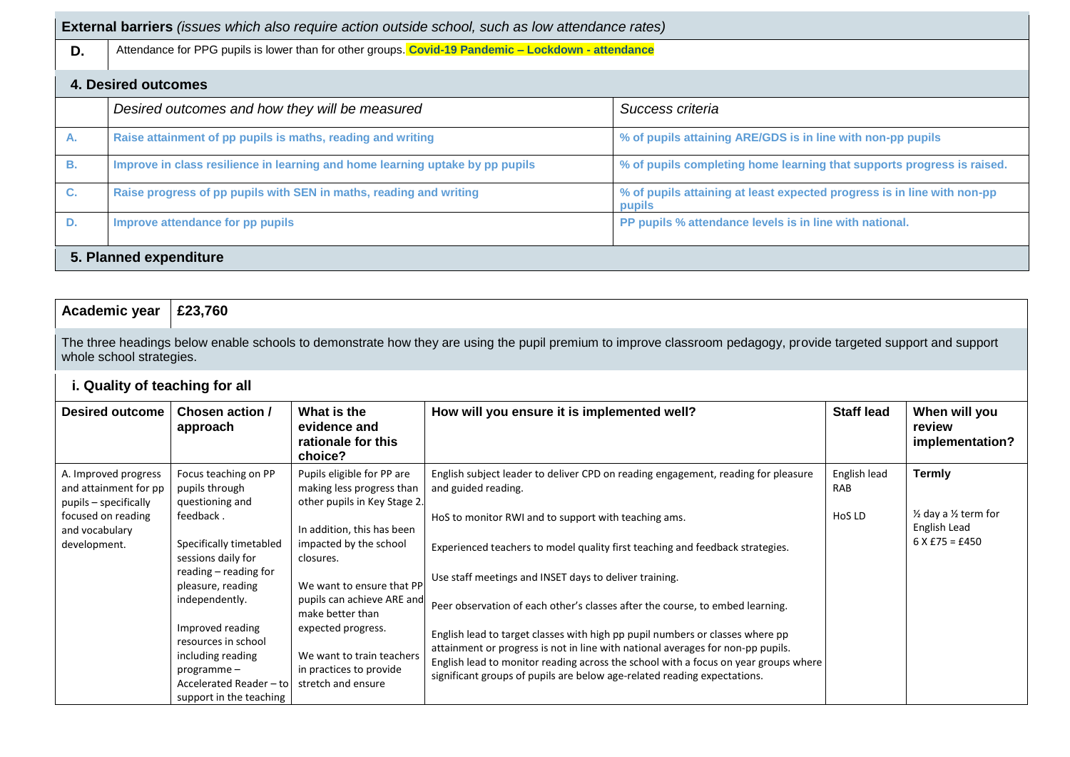| **External barriers** *(issues which also require action outside school, such as low attendance rates)* | |
|---|---|
| **D.** | Attendance for PPG pupils is lower than for other groups. **Covid-19 Pandemic – Lockdown - attendance** |

## 4. Desired outcomes

| | *Desired outcomes and how they will be measured* | *Success criteria* |
|---|---|---|
| **A.** | **Raise attainment of pp pupils is maths, reading and writing** | **% of pupils attaining ARE/GDS is in line with non-pp pupils** |
| **B.** | **Improve in class resilience in learning and home learning uptake by pp pupils** | **% of pupils completing home learning that supports progress is raised.** |
| **C.** | **Raise progress of pp pupils with SEN in maths, reading and writing** | **% of pupils attaining at least expected progress is in line with non-pp pupils** |
| **D.** | **Improve attendance for pp pupils** | **PP pupils % attendance levels is in line with national.** |

## 5. Planned expenditure

| **Academic year** | **£23,760** |
|---|---|

The three headings below enable schools to demonstrate how they are using the pupil premium to improve classroom pedagogy, provide targeted support and support whole school strategies.

### i. Quality of teaching for all

| Desired outcome | Chosen action / approach | What is the evidence and rationale for this choice? | How will you ensure it is implemented well? | Staff lead | When will you review implementation? |
|---|---|---|---|---|---|
| A. Improved progress and attainment for pp pupils – specifically focused on reading and vocabulary development. | Focus teaching on PP pupils through questioning and feedback .<br><br>Specifically timetabled sessions daily for reading – reading for pleasure, reading independently.<br><br>Improved reading resources in school including reading programme – Accelerated Reader – to support in the teaching | Pupils eligible for PP are making less progress than other pupils in Key Stage 2.<br><br>In addition, this has been impacted by the school closures.<br><br>We want to ensure that PP pupils can achieve ARE and make better than expected progress.<br><br>We want to train teachers in practices to provide stretch and ensure | English subject leader to deliver CPD on reading engagement, reading for pleasure and guided reading.<br><br>HoS to monitor RWI and to support with teaching ams.<br><br>Experienced teachers to model quality first teaching and feedback strategies.<br><br>Use staff meetings and INSET days to deliver training.<br><br>Peer observation of each other's classes after the course, to embed learning.<br><br>English lead to target classes with high pp pupil numbers or classes where pp attainment or progress is not in line with national averages for non-pp pupils. English lead to monitor reading across the school with a focus on year groups where significant groups of pupils are below age-related reading expectations. | English lead RAB<br><br>HoS LD | **Termly**<br><br>½ day a ½ term for English Lead 6 X £75 = £450 |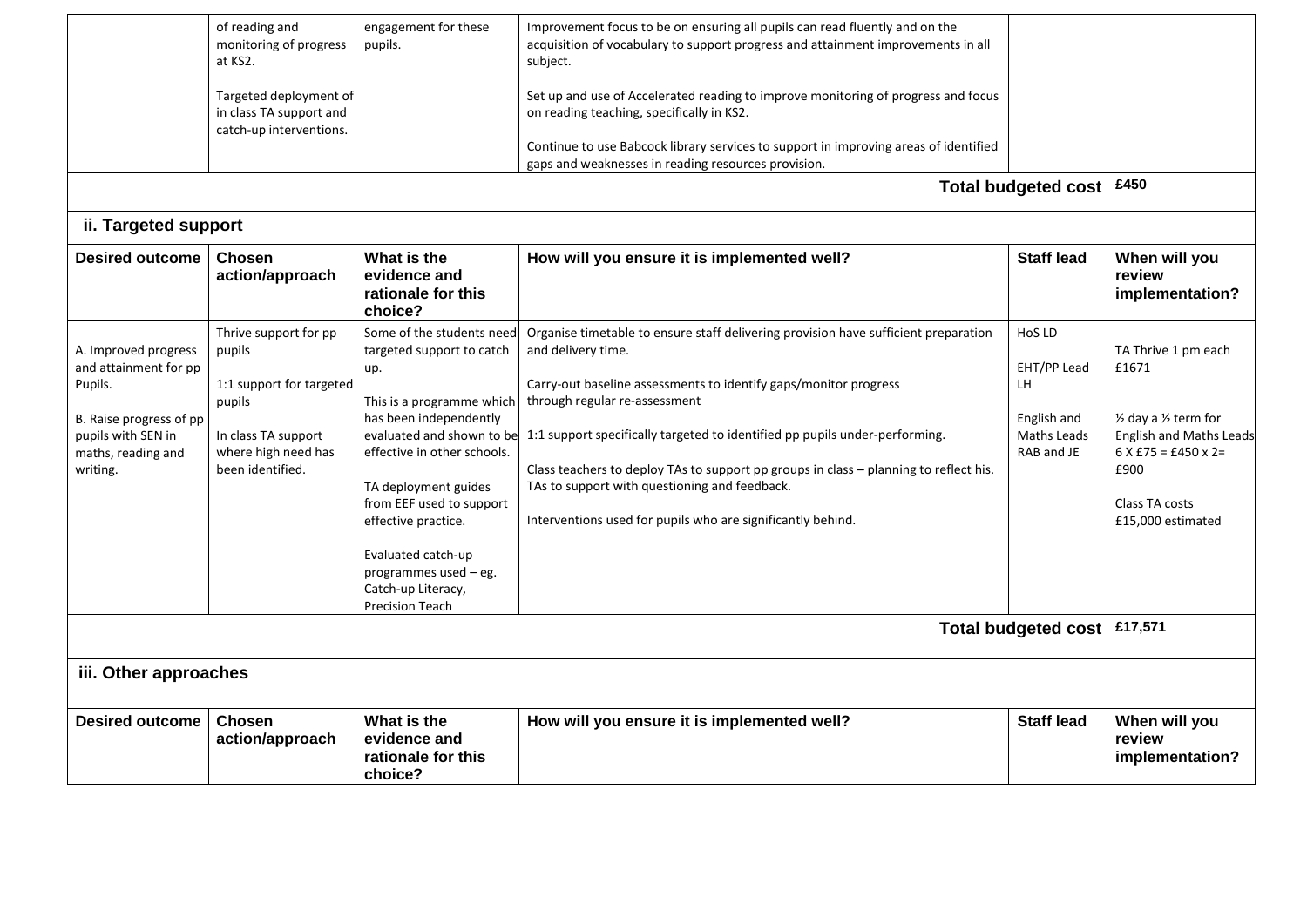| | of reading and monitoring of progress at KS2.<br><br>Targeted deployment of in class TA support and catch-up interventions. | engagement for these pupils. | Improvement focus to be on ensuring all pupils can read fluently and on the acquisition of vocabulary to support progress and attainment improvements in all subject.<br><br>Set up and use of Accelerated reading to improve monitoring of progress and focus on reading teaching, specifically in KS2.<br><br>Continue to use Babcock library services to support in improving areas of identified gaps and weaknesses in reading resources provision. | | |
|---|---|---|---|---|---|
| | | | | **Total budgeted cost** | **£450** |

## ii. Targeted support

| Desired outcome | Chosen action/approach | What is the evidence and rationale for this choice? | How will you ensure it is implemented well? | Staff lead | When will you review implementation? |
|---|---|---|---|---|---|
| A. Improved progress and attainment for pp Pupils.<br><br>B. Raise progress of pp pupils with SEN in maths, reading and writing. | Thrive support for pp pupils<br><br>1:1 support for targeted pupils<br><br>In class TA support where high need has been identified. | Some of the students need targeted support to catch up.<br><br>This is a programme which has been independently evaluated and shown to be effective in other schools.<br><br>TA deployment guides from EEF used to support effective practice.<br><br>Evaluated catch-up programmes used – eg. Catch-up Literacy, Precision Teach | Organise timetable to ensure staff delivering provision have sufficient preparation and delivery time.<br><br>Carry-out baseline assessments to identify gaps/monitor progress through regular re-assessment<br><br>1:1 support specifically targeted to identified pp pupils under-performing.<br><br>Class teachers to deploy TAs to support pp groups in class – planning to reflect his. TAs to support with questioning and feedback.<br><br>Interventions used for pupils who are significantly behind. | HoS LD<br><br>EHT/PP Lead LH<br><br>English and Maths Leads RAB and JE | TA Thrive 1 pm each £1671<br><br>½ day a ½ term for English and Maths Leads 6 X £75 = £450 x 2= £900<br><br>Class TA costs £15,000 estimated |
| | | | | **Total budgeted cost** | **£17,571** |

## iii. Other approaches

| Desired outcome | Chosen action/approach | What is the evidence and rationale for this choice? | How will you ensure it is implemented well? | Staff lead | When will you review implementation? |
|---|---|---|---|---|---|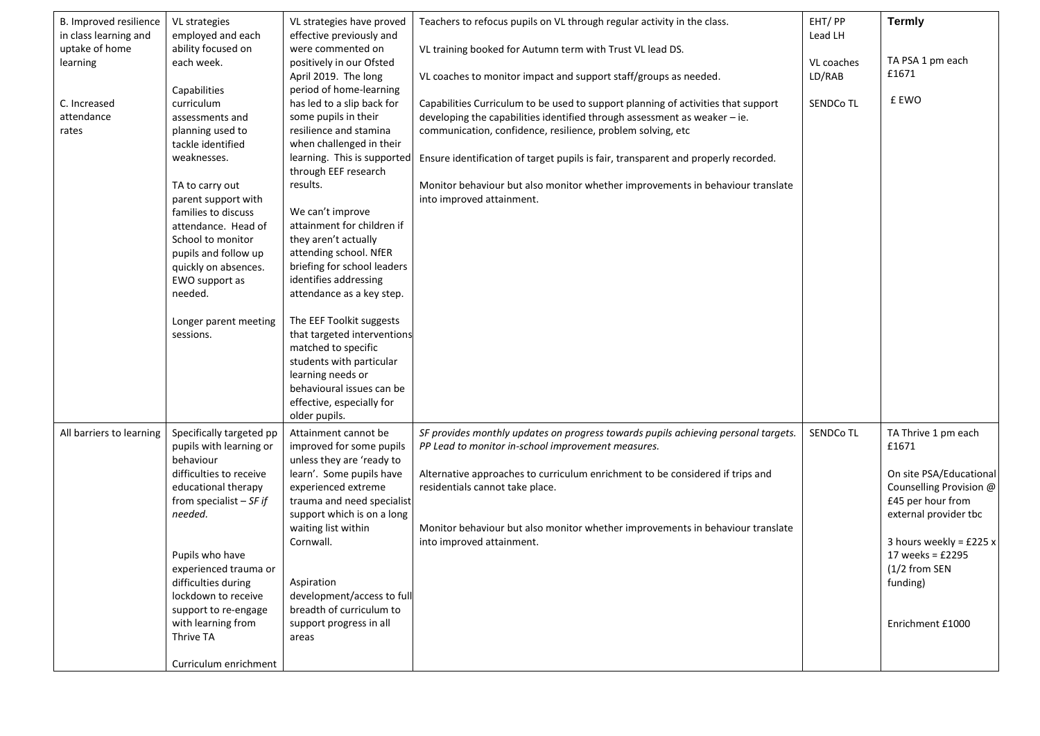| | | | | | |
|---|---|---|---|---|---|
| B. Improved resilience in class learning and uptake of home learning<br><br>C. Increased attendance rates | VL strategies employed and each ability focused on each week.<br><br>Capabilities curriculum assessments and planning used to tackle identified weaknesses.<br><br>TA to carry out parent support with families to discuss attendance. Head of School to monitor pupils and follow up quickly on absences. EWO support as needed.<br><br>Longer parent meeting sessions. | VL strategies have proved effective previously and were commented on positively in our Ofsted April 2019. The long period of home-learning has led to a slip back for some pupils in their resilience and stamina when challenged in their learning. This is supported through EEF research results.<br><br>We can't improve attainment for children if they aren't actually attending school. NfER briefing for school leaders identifies addressing attendance as a key step.<br><br>The EEF Toolkit suggests that targeted interventions matched to specific students with particular learning needs or behavioural issues can be effective, especially for older pupils. | Teachers to refocus pupils on VL through regular activity in the class.<br><br>VL training booked for Autumn term with Trust VL lead DS.<br><br>VL coaches to monitor impact and support staff/groups as needed.<br><br>Capabilities Curriculum to be used to support planning of activities that support developing the capabilities identified through assessment as weaker – ie. communication, confidence, resilience, problem solving, etc<br><br>Ensure identification of target pupils is fair, transparent and properly recorded.<br><br>Monitor behaviour but also monitor whether improvements in behaviour translate into improved attainment. | EHT/ PP Lead LH<br><br>VL coaches LD/RAB<br><br>SENDCo TL | **Termly**<br><br>TA PSA 1 pm each £1671<br><br>£ EWO |
| All barriers to learning | Specifically targeted pp pupils with learning or behaviour difficulties to receive educational therapy from specialist – *SF if needed.*<br><br>Pupils who have experienced trauma or difficulties during lockdown to receive support to re-engage with learning from Thrive TA<br><br>Curriculum enrichment | Attainment cannot be improved for some pupils unless they are 'ready to learn'. Some pupils have experienced extreme trauma and need specialist support which is on a long waiting list within Cornwall.<br><br>Aspiration development/access to full breadth of curriculum to support progress in all areas | *SF provides monthly updates on progress towards pupils achieving personal targets. PP Lead to monitor in-school improvement measures.*<br><br>Alternative approaches to curriculum enrichment to be considered if trips and residentials cannot take place.<br><br>Monitor behaviour but also monitor whether improvements in behaviour translate into improved attainment. | SENDCo TL | TA Thrive 1 pm each £1671<br><br>On site PSA/Educational Counselling Provision @ £45 per hour from external provider tbc<br><br>3 hours weekly = £225 x 17 weeks = £2295 (1/2 from SEN funding)<br><br>Enrichment £1000 |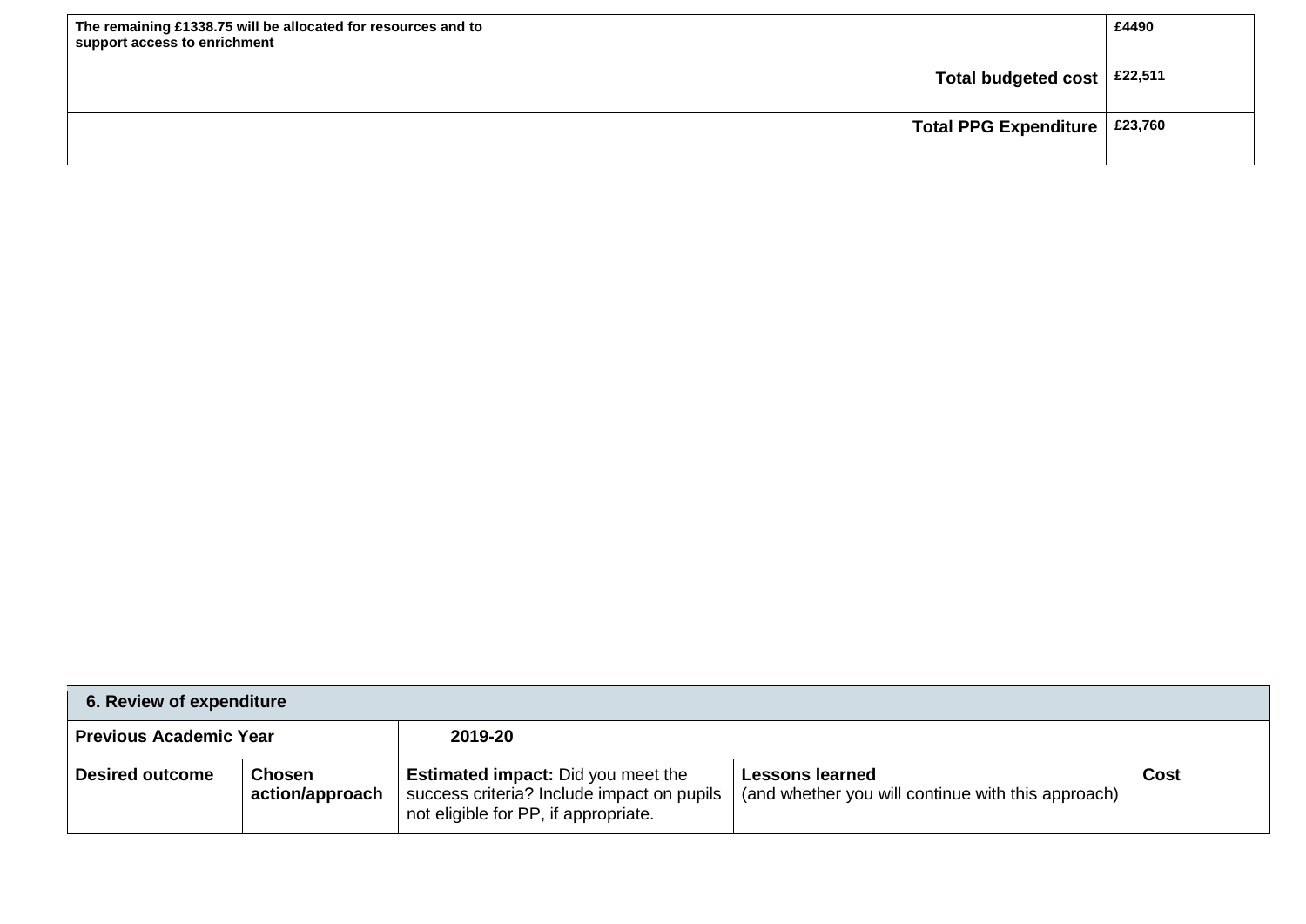| | |
|---|---|
| **The remaining £1338.75 will be allocated for resources and to support access to enrichment** | **£4490** |
| **Total budgeted cost** | **£22,511** |
| **Total PPG Expenditure** | **£23,760** |

| **6. Review of expenditure** | | | | |
|---|---|---|---|---|
| **Previous Academic Year** | | **2019-20** | | |
| **Desired outcome** | **Chosen action/approach** | **Estimated impact:** Did you meet the success criteria? Include impact on pupils not eligible for PP, if appropriate. | **Lessons learned** (and whether you will continue with this approach) | **Cost** |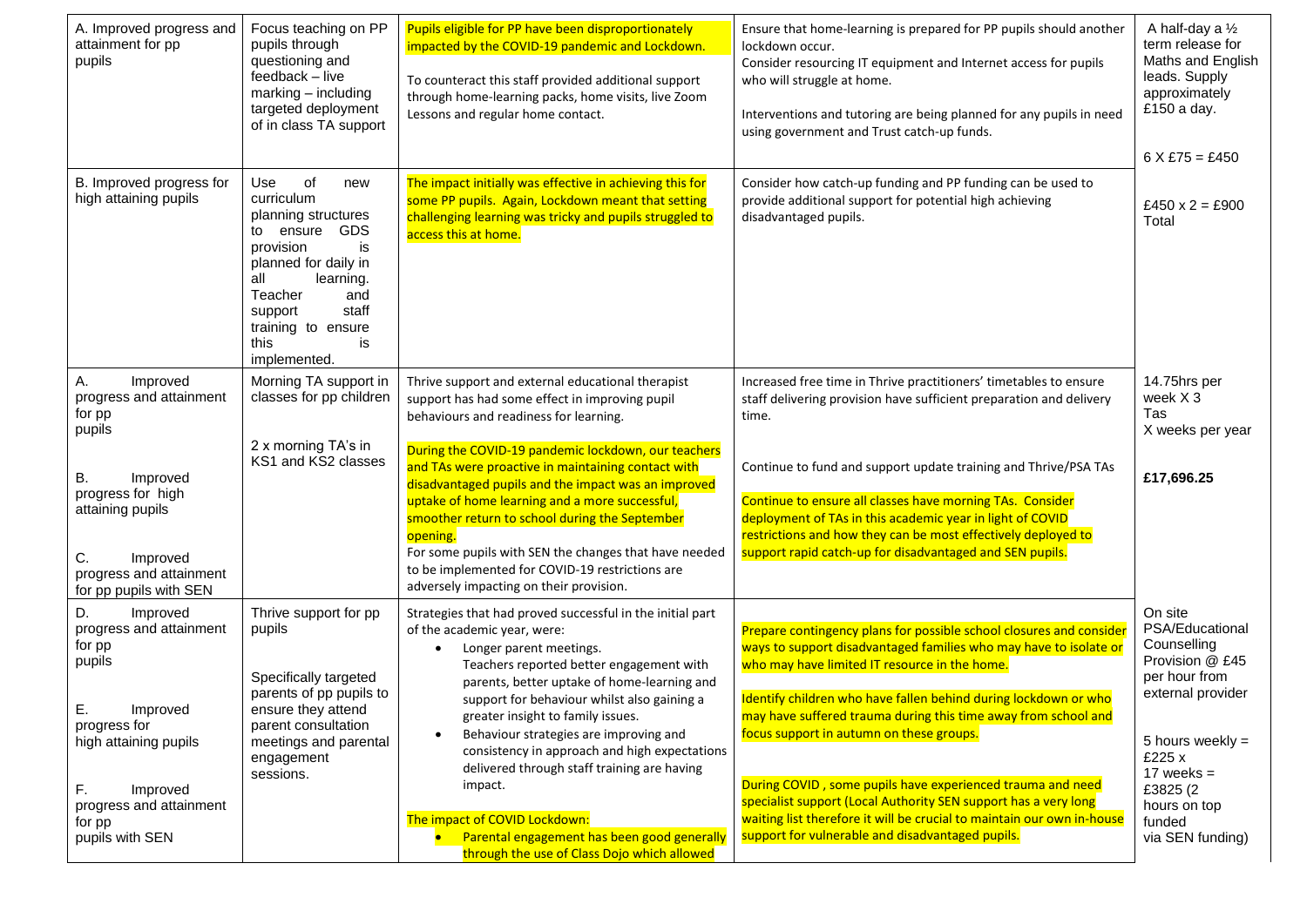| | | | | |
|---|---|---|---|---|
| A. Improved progress and attainment for pp pupils | Focus teaching on PP pupils through questioning and feedback – live marking – including targeted deployment of in class TA support | Pupils eligible for PP have been disproportionately impacted by the COVID-19 pandemic and Lockdown.<br><br>To counteract this staff provided additional support through home-learning packs, home visits, live Zoom Lessons and regular home contact. | Ensure that home-learning is prepared for PP pupils should another lockdown occur.<br>Consider resourcing IT equipment and Internet access for pupils who will struggle at home.<br><br>Interventions and tutoring are being planned for any pupils in need using government and Trust catch-up funds. | A half-day a ½ term release for Maths and English leads. Supply approximately £150 a day.<br><br>6 X £75 = £450 |
| B. Improved progress for high attaining pupils | Use of new curriculum planning structures to ensure GDS provision is planned for daily in all learning. Teacher and support staff training to ensure this is implemented. | The impact initially was effective in achieving this for some PP pupils. Again, Lockdown meant that setting challenging learning was tricky and pupils struggled to access this at home. | Consider how catch-up funding and PP funding can be used to provide additional support for potential high achieving disadvantaged pupils. | £450 x 2 = £900 Total |
| A. Improved progress and attainment for pp pupils<br><br>B. Improved progress for high attaining pupils<br><br>C. Improved progress and attainment for pp pupils with SEN | Morning TA support in classes for pp children<br><br>2 x morning TA's in KS1 and KS2 classes | Thrive support and external educational therapist support has had some effect in improving pupil behaviours and readiness for learning.<br><br>During the COVID-19 pandemic lockdown, our teachers and TAs were proactive in maintaining contact with disadvantaged pupils and the impact was an improved uptake of home learning and a more successful, smoother return to school during the September opening.<br>For some pupils with SEN the changes that have needed to be implemented for COVID-19 restrictions are adversely impacting on their provision. | Increased free time in Thrive practitioners' timetables to ensure staff delivering provision have sufficient preparation and delivery time.<br><br>Continue to fund and support update training and Thrive/PSA TAs<br><br>Continue to ensure all classes have morning TAs. Consider deployment of TAs in this academic year in light of COVID restrictions and how they can be most effectively deployed to support rapid catch-up for disadvantaged and SEN pupils. | 14.75hrs per week X 3 Tas X weeks per year<br><br>**£17,696.25** |
| D. Improved progress and attainment for pp pupils<br><br>E. Improved progress for high attaining pupils<br><br>F. Improved progress and attainment for pp pupils with SEN | Thrive support for pp pupils<br><br>Specifically targeted parents of pp pupils to ensure they attend parent consultation meetings and parental engagement sessions. | Strategies that had proved successful in the initial part of the academic year, were:<br>• Longer parent meetings. Teachers reported better engagement with parents, better uptake of home-learning and support for behaviour whilst also gaining a greater insight to family issues.<br>• Behaviour strategies are improving and consistency in approach and high expectations delivered through staff training are having impact.<br><br>The impact of COVID Lockdown:<br>• Parental engagement has been good generally through the use of Class Dojo which allowed | Prepare contingency plans for possible school closures and consider ways to support disadvantaged families who may have to isolate or who may have limited IT resource in the home.<br><br>Identify children who have fallen behind during lockdown or who may have suffered trauma during this time away from school and focus support in autumn on these groups.<br><br>During COVID , some pupils have experienced trauma and need specialist support (Local Authority SEN support has a very long waiting list therefore it will be crucial to maintain our own in-house support for vulnerable and disadvantaged pupils. | On site PSA/Educational Counselling Provision @ £45 per hour from external provider<br><br>5 hours weekly = £225 x 17 weeks = £3825 (2 hours on top funded via SEN funding) |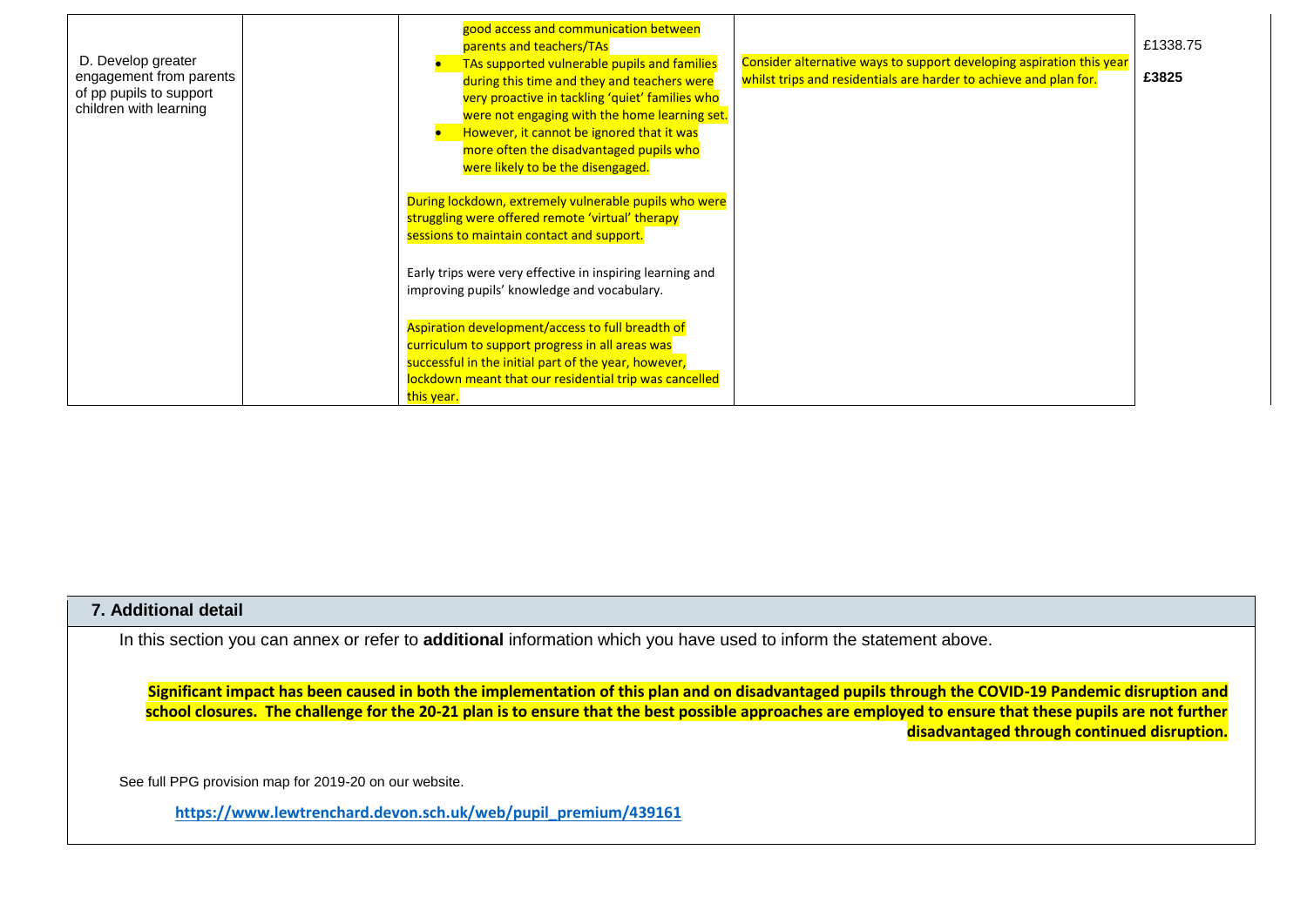| | | | | |
|---|---|---|---|---|
| D. Develop greater engagement from parents of pp pupils to support children with learning | | good access and communication between parents and teachers/TAs<br>• TAs supported vulnerable pupils and families during this time and they and teachers were very proactive in tackling 'quiet' families who were not engaging with the home learning set.<br>• However, it cannot be ignored that it was more often the disadvantaged pupils who were likely to be the disengaged.<br><br>During lockdown, extremely vulnerable pupils who were struggling were offered remote 'virtual' therapy sessions to maintain contact and support.<br><br>Early trips were very effective in inspiring learning and improving pupils' knowledge and vocabulary.<br><br>Aspiration development/access to full breadth of curriculum to support progress in all areas was successful in the initial part of the year, however, lockdown meant that our residential trip was cancelled this year. | Consider alternative ways to support developing aspiration this year whilst trips and residentials are harder to achieve and plan for. | £1338.75<br><br>**£3825** |

## 7. Additional detail

In this section you can annex or refer to **additional** information which you have used to inform the statement above.

**Significant impact has been caused in both the implementation of this plan and on disadvantaged pupils through the COVID-19 Pandemic disruption and school closures. The challenge for the 20-21 plan is to ensure that the best possible approaches are employed to ensure that these pupils are not further disadvantaged through continued disruption.**

See full PPG provision map for 2019-20 on our website.

**https://www.lewtrenchard.devon.sch.uk/web/pupil_premium/439161**